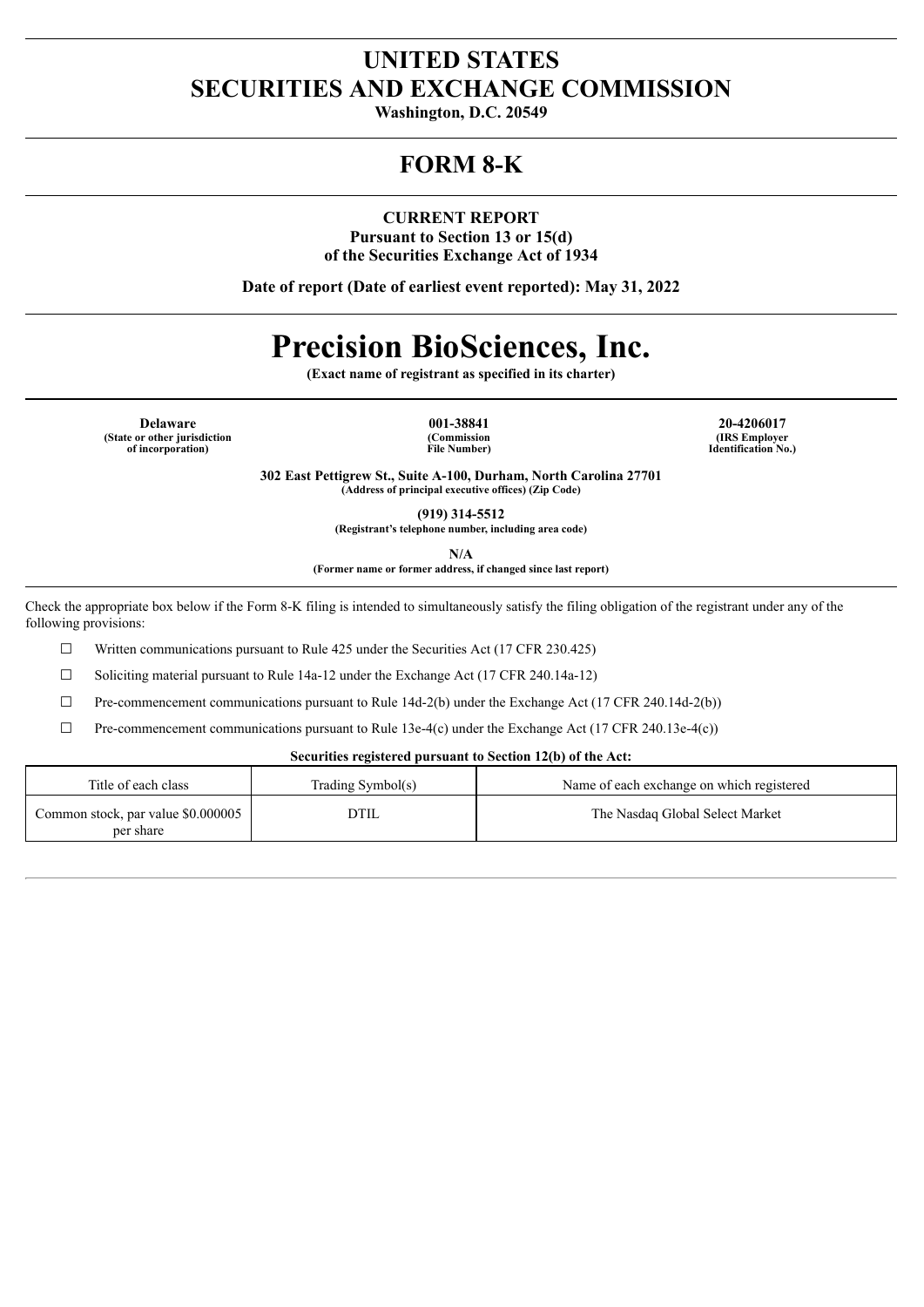# UNITED STATES
# SECURITIES AND EXCHANGE COMMISSION

**Washington, D.C. 20549**

# FORM 8-K

**CURRENT REPORT**
**Pursuant to Section 13 or 15(d)**
**of the Securities Exchange Act of 1934**

**Date of report (Date of earliest event reported): May 31, 2022**

# Precision BioSciences, Inc.

**(Exact name of registrant as specified in its charter)**

| **Delaware** | **001-38841** | **20-4206017** |
|---|---|---|
| **(State or other jurisdiction of incorporation)** | **(Commission File Number)** | **(IRS Employer Identification No.)** |

**302 East Pettigrew St., Suite A-100, Durham, North Carolina 27701**
**(Address of principal executive offices) (Zip Code)**

**(919) 314-5512**
**(Registrant's telephone number, including area code)**

**N/A**
**(Former name or former address, if changed since last report)**

Check the appropriate box below if the Form 8-K filing is intended to simultaneously satisfy the filing obligation of the registrant under any of the following provisions:

☐ Written communications pursuant to Rule 425 under the Securities Act (17 CFR 230.425)

☐ Soliciting material pursuant to Rule 14a-12 under the Exchange Act (17 CFR 240.14a-12)

☐ Pre-commencement communications pursuant to Rule 14d-2(b) under the Exchange Act (17 CFR 240.14d-2(b))

☐ Pre-commencement communications pursuant to Rule 13e-4(c) under the Exchange Act (17 CFR 240.13e-4(c))

**Securities registered pursuant to Section 12(b) of the Act:**

| Title of each class | Trading Symbol(s) | Name of each exchange on which registered |
|---|---|---|
| Common stock, par value $0.000005 per share | DTIL | The Nasdaq Global Select Market |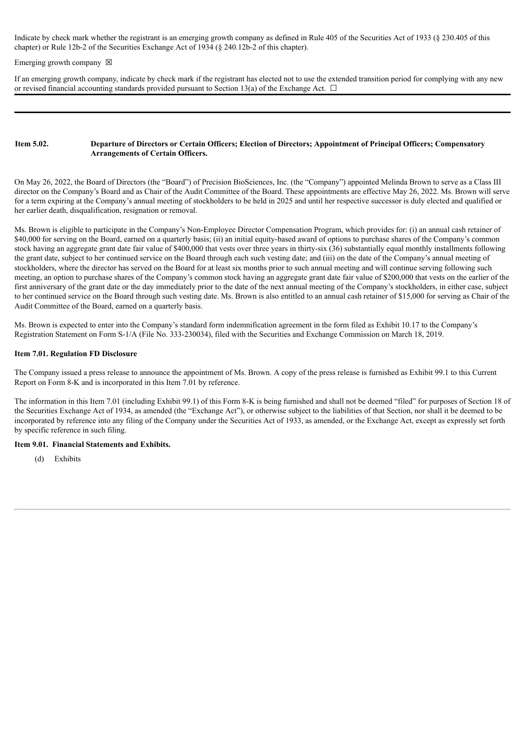Indicate by check mark whether the registrant is an emerging growth company as defined in Rule 405 of the Securities Act of 1933 (§ 230.405 of this chapter) or Rule 12b-2 of the Securities Exchange Act of 1934 (§ 240.12b-2 of this chapter).

Emerging growth company ☒

If an emerging growth company, indicate by check mark if the registrant has elected not to use the extended transition period for complying with any new or revised financial accounting standards provided pursuant to Section 13(a) of the Exchange Act. ☐

---

**Item 5.02. Departure of Directors or Certain Officers; Election of Directors; Appointment of Principal Officers; Compensatory Arrangements of Certain Officers.**

On May 26, 2022, the Board of Directors (the "Board") of Precision BioSciences, Inc. (the "Company") appointed Melinda Brown to serve as a Class III director on the Company's Board and as Chair of the Audit Committee of the Board. These appointments are effective May 26, 2022. Ms. Brown will serve for a term expiring at the Company's annual meeting of stockholders to be held in 2025 and until her respective successor is duly elected and qualified or her earlier death, disqualification, resignation or removal.

Ms. Brown is eligible to participate in the Company's Non-Employee Director Compensation Program, which provides for: (i) an annual cash retainer of $40,000 for serving on the Board, earned on a quarterly basis; (ii) an initial equity-based award of options to purchase shares of the Company's common stock having an aggregate grant date fair value of $400,000 that vests over three years in thirty-six (36) substantially equal monthly installments following the grant date, subject to her continued service on the Board through each such vesting date; and (iii) on the date of the Company's annual meeting of stockholders, where the director has served on the Board for at least six months prior to such annual meeting and will continue serving following such meeting, an option to purchase shares of the Company's common stock having an aggregate grant date fair value of $200,000 that vests on the earlier of the first anniversary of the grant date or the day immediately prior to the date of the next annual meeting of the Company's stockholders, in either case, subject to her continued service on the Board through such vesting date. Ms. Brown is also entitled to an annual cash retainer of $15,000 for serving as Chair of the Audit Committee of the Board, earned on a quarterly basis.

Ms. Brown is expected to enter into the Company's standard form indemnification agreement in the form filed as Exhibit 10.17 to the Company's Registration Statement on Form S-1/A (File No. 333-230034), filed with the Securities and Exchange Commission on March 18, 2019.

**Item 7.01. Regulation FD Disclosure**

The Company issued a press release to announce the appointment of Ms. Brown. A copy of the press release is furnished as Exhibit 99.1 to this Current Report on Form 8-K and is incorporated in this Item 7.01 by reference.

The information in this Item 7.01 (including Exhibit 99.1) of this Form 8-K is being furnished and shall not be deemed "filed" for purposes of Section 18 of the Securities Exchange Act of 1934, as amended (the "Exchange Act"), or otherwise subject to the liabilities of that Section, nor shall it be deemed to be incorporated by reference into any filing of the Company under the Securities Act of 1933, as amended, or the Exchange Act, except as expressly set forth by specific reference in such filing.

**Item 9.01. Financial Statements and Exhibits.**

(d) Exhibits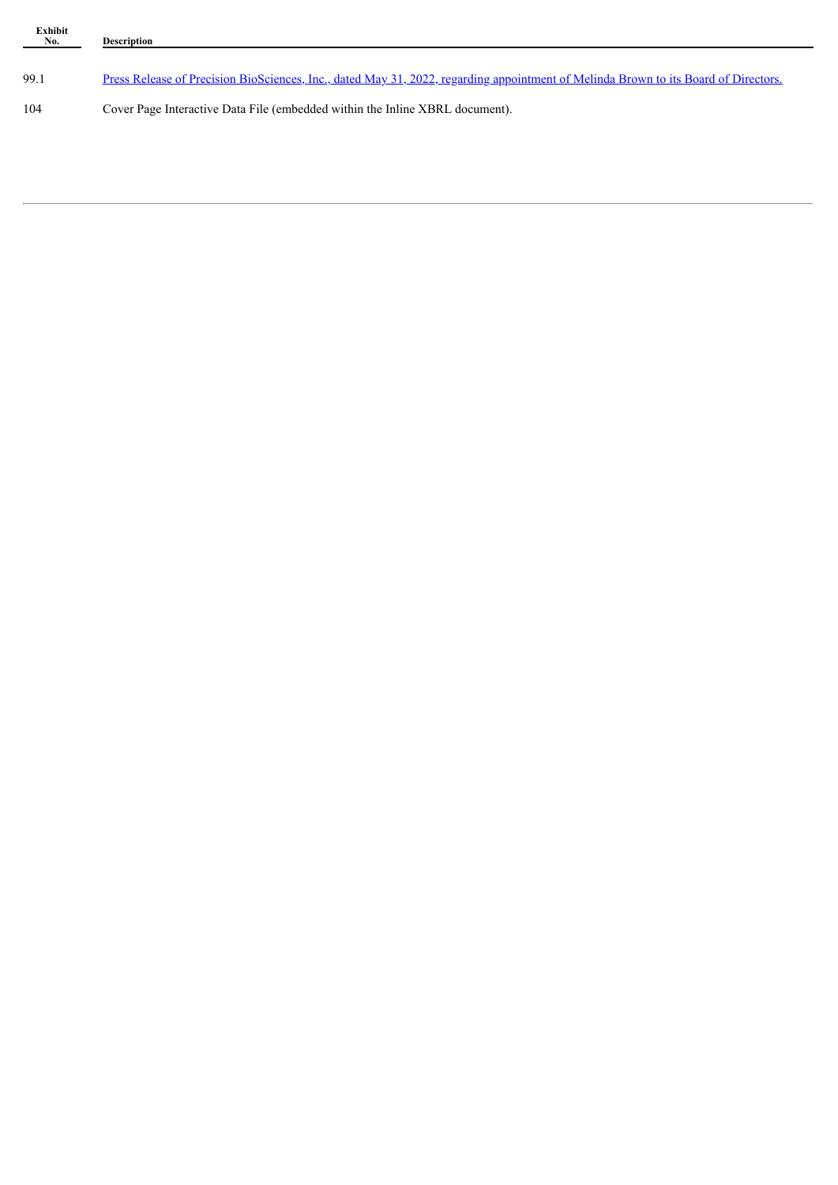| Exhibit No. | Description |
|---|---|
| 99.1 | Press Release of Precision BioSciences, Inc., dated May 31, 2022, regarding appointment of Melinda Brown to its Board of Directors. |
| 104 | Cover Page Interactive Data File (embedded within the Inline XBRL document). |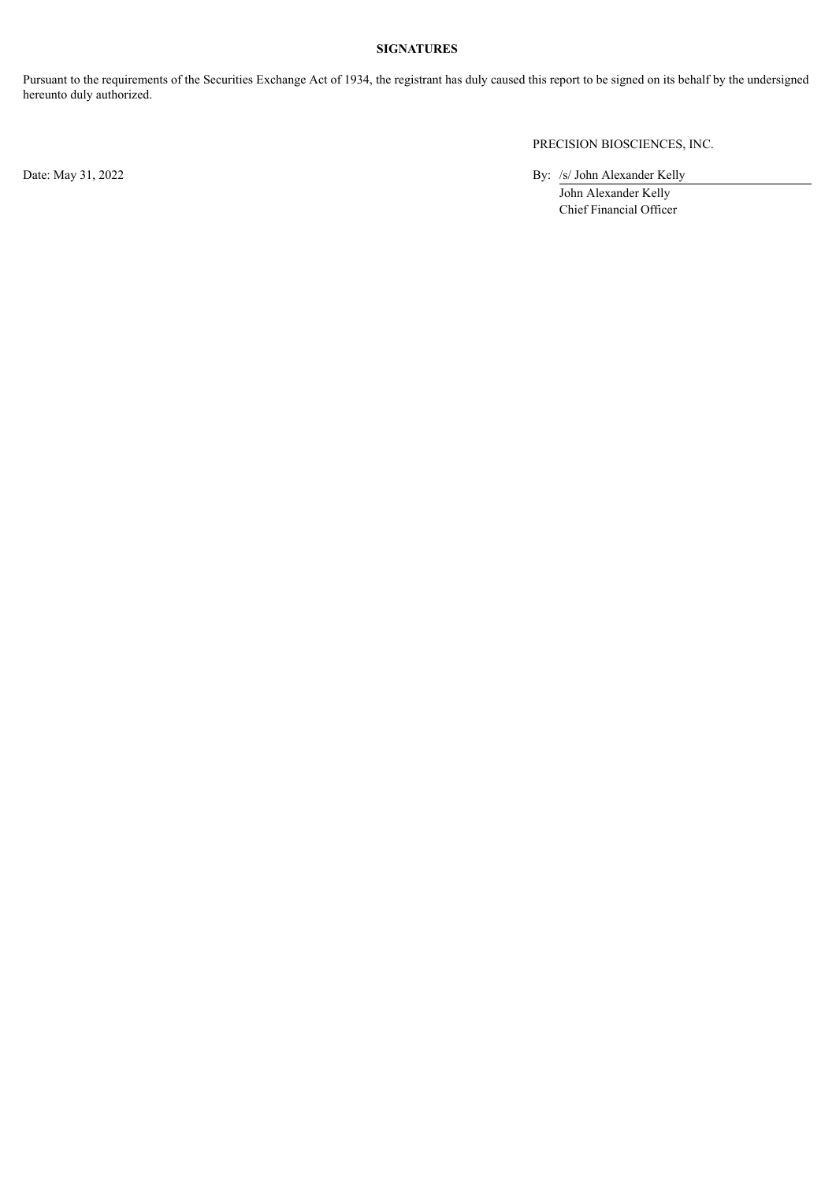**SIGNATURES**

Pursuant to the requirements of the Securities Exchange Act of 1934, the registrant has duly caused this report to be signed on its behalf by the undersigned hereunto duly authorized.

PRECISION BIOSCIENCES, INC.

Date: May 31, 2022

By: /s/ John Alexander Kelly

John Alexander Kelly
Chief Financial Officer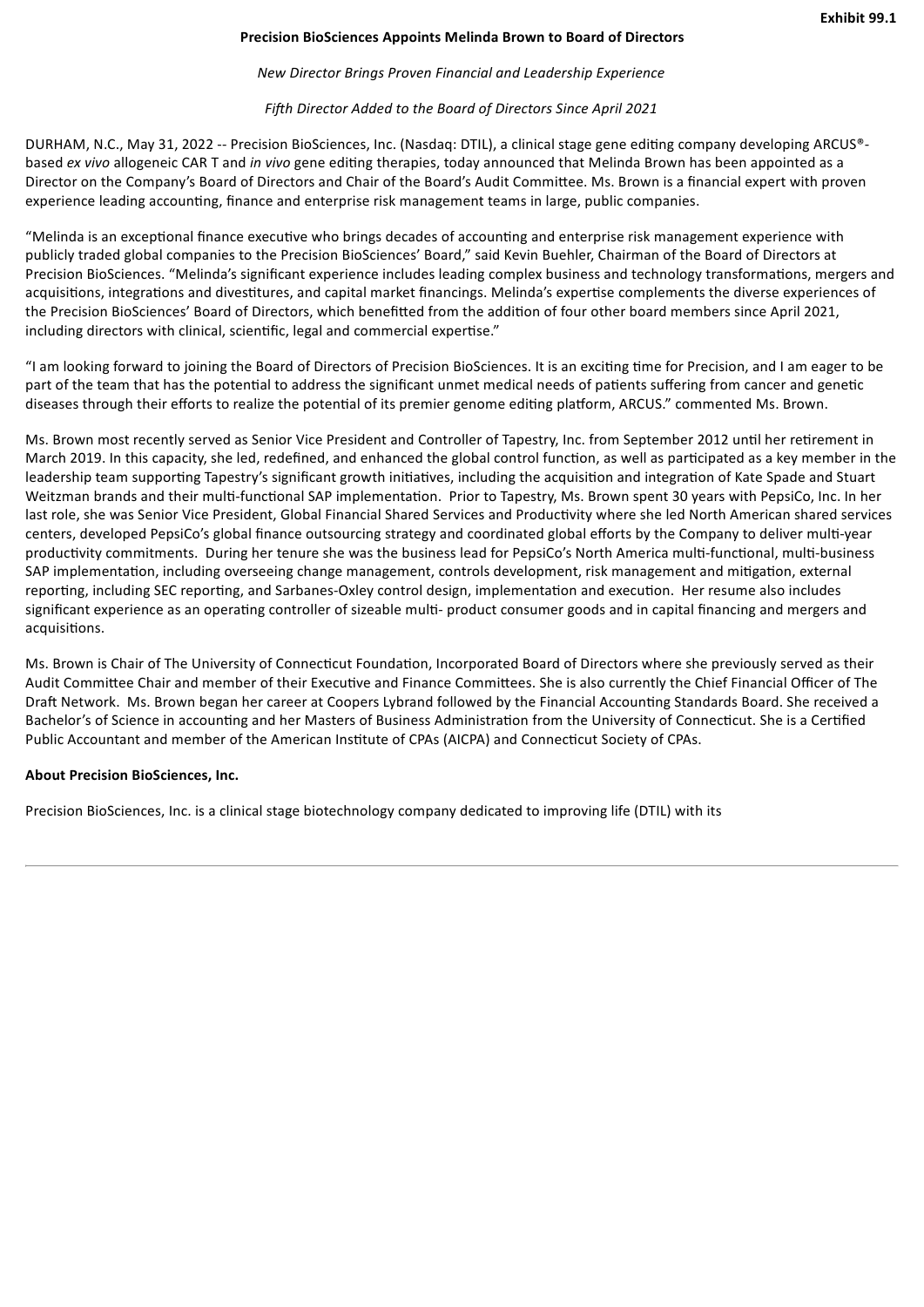Exhibit 99.1

**Precision BioSciences Appoints Melinda Brown to Board of Directors**

*New Director Brings Proven Financial and Leadership Experience*

*Fifth Director Added to the Board of Directors Since April 2021*

DURHAM, N.C., May 31, 2022 -- Precision BioSciences, Inc. (Nasdaq: DTIL), a clinical stage gene editing company developing ARCUS®-based *ex vivo* allogeneic CAR T and *in vivo* gene editing therapies, today announced that Melinda Brown has been appointed as a Director on the Company's Board of Directors and Chair of the Board's Audit Committee. Ms. Brown is a financial expert with proven experience leading accounting, finance and enterprise risk management teams in large, public companies.

"Melinda is an exceptional finance executive who brings decades of accounting and enterprise risk management experience with publicly traded global companies to the Precision BioSciences' Board," said Kevin Buehler, Chairman of the Board of Directors at Precision BioSciences. "Melinda's significant experience includes leading complex business and technology transformations, mergers and acquisitions, integrations and divestitures, and capital market financings. Melinda's expertise complements the diverse experiences of the Precision BioSciences' Board of Directors, which benefitted from the addition of four other board members since April 2021, including directors with clinical, scientific, legal and commercial expertise."

"I am looking forward to joining the Board of Directors of Precision BioSciences. It is an exciting time for Precision, and I am eager to be part of the team that has the potential to address the significant unmet medical needs of patients suffering from cancer and genetic diseases through their efforts to realize the potential of its premier genome editing platform, ARCUS." commented Ms. Brown.

Ms. Brown most recently served as Senior Vice President and Controller of Tapestry, Inc. from September 2012 until her retirement in March 2019. In this capacity, she led, redefined, and enhanced the global control function, as well as participated as a key member in the leadership team supporting Tapestry's significant growth initiatives, including the acquisition and integration of Kate Spade and Stuart Weitzman brands and their multi-functional SAP implementation. Prior to Tapestry, Ms. Brown spent 30 years with PepsiCo, Inc. In her last role, she was Senior Vice President, Global Financial Shared Services and Productivity where she led North American shared services centers, developed PepsiCo's global finance outsourcing strategy and coordinated global efforts by the Company to deliver multi-year productivity commitments. During her tenure she was the business lead for PepsiCo's North America multi-functional, multi-business SAP implementation, including overseeing change management, controls development, risk management and mitigation, external reporting, including SEC reporting, and Sarbanes-Oxley control design, implementation and execution. Her resume also includes significant experience as an operating controller of sizeable multi- product consumer goods and in capital financing and mergers and acquisitions.

Ms. Brown is Chair of The University of Connecticut Foundation, Incorporated Board of Directors where she previously served as their Audit Committee Chair and member of their Executive and Finance Committees. She is also currently the Chief Financial Officer of The Draft Network. Ms. Brown began her career at Coopers Lybrand followed by the Financial Accounting Standards Board. She received a Bachelor's of Science in accounting and her Masters of Business Administration from the University of Connecticut. She is a Certified Public Accountant and member of the American Institute of CPAs (AICPA) and Connecticut Society of CPAs.

**About Precision BioSciences, Inc.**

Precision BioSciences, Inc. is a clinical stage biotechnology company dedicated to improving life (DTIL) with its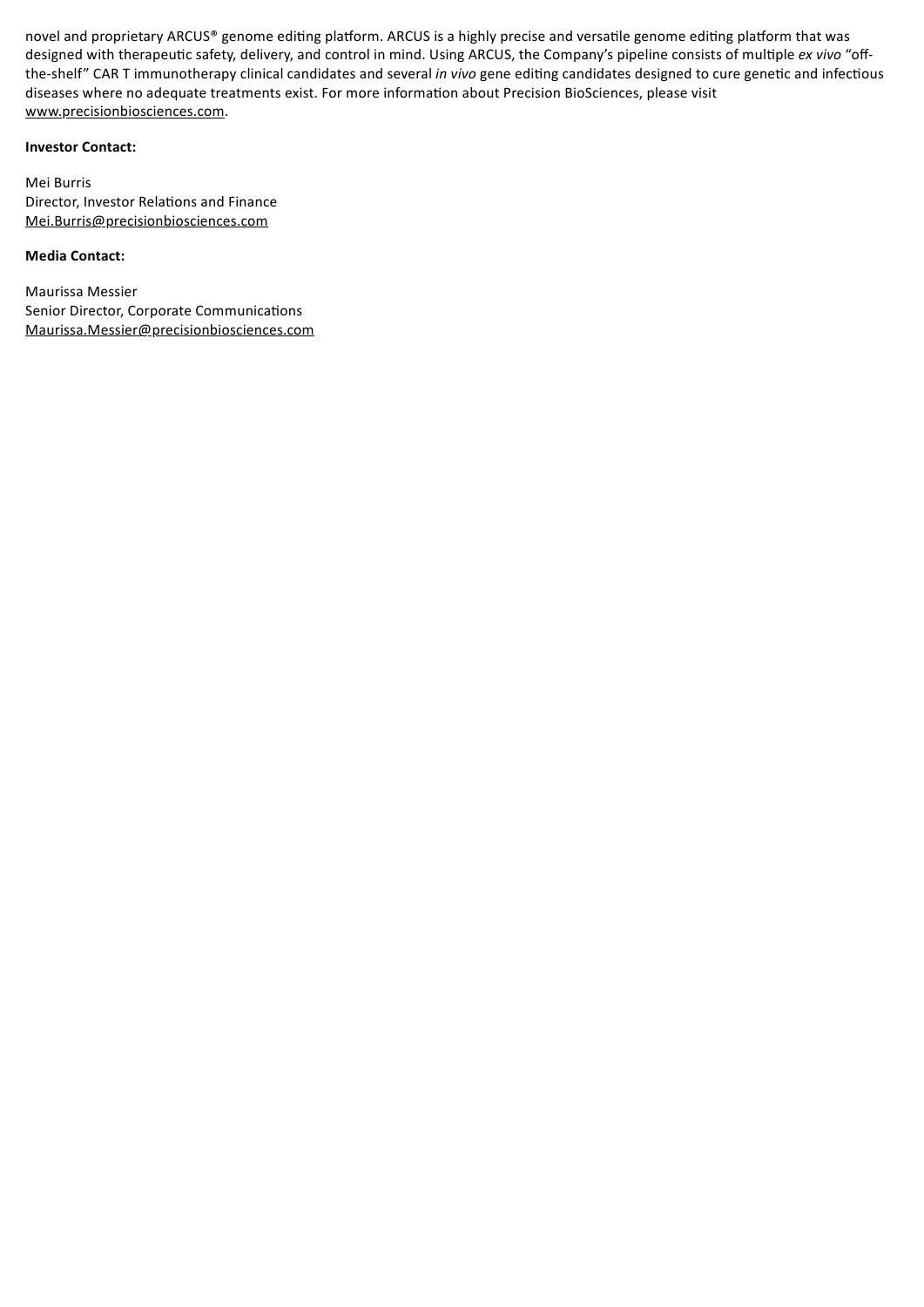novel and proprietary ARCUS® genome editing platform. ARCUS is a highly precise and versatile genome editing platform that was designed with therapeutic safety, delivery, and control in mind. Using ARCUS, the Company's pipeline consists of multiple *ex vivo* "off-the-shelf" CAR T immunotherapy clinical candidates and several *in vivo* gene editing candidates designed to cure genetic and infectious diseases where no adequate treatments exist. For more information about Precision BioSciences, please visit www.precisionbiosciences.com.

**Investor Contact:**

Mei Burris
Director, Investor Relations and Finance
Mei.Burris@precisionbiosciences.com

**Media Contact:**

Maurissa Messier
Senior Director, Corporate Communications
Maurissa.Messier@precisionbiosciences.com